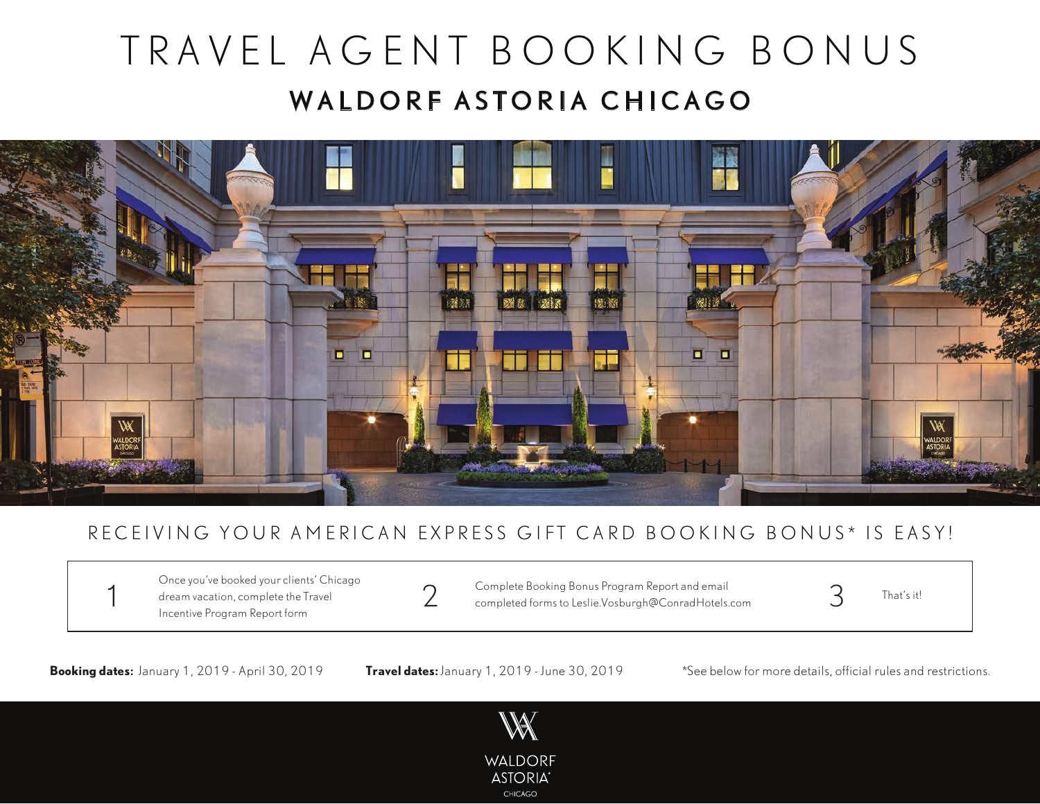# TRAVEL AGENT BOOKING BONUS

## WALDORF ASTORIA CHICAGO

### RECEIVING YOUR AMERICAN EXPRESS GIFT CARD BOOKING BONUS* IS EASY!

1. Once you've booked your clients' Chicago dream vacation, complete the Travel Incentive Program Report form
2. Complete Booking Bonus Program Report and email completed forms to Leslie.Vosburgh@ConradHotels.com
3. That's it!

**Booking dates:** January 1, 2019 - April 30, 2019

**Travel dates:** January 1, 2019 - June 30, 2019

*See below for more details, official rules and restrictions.

WALDORF ASTORIA®
CHICAGO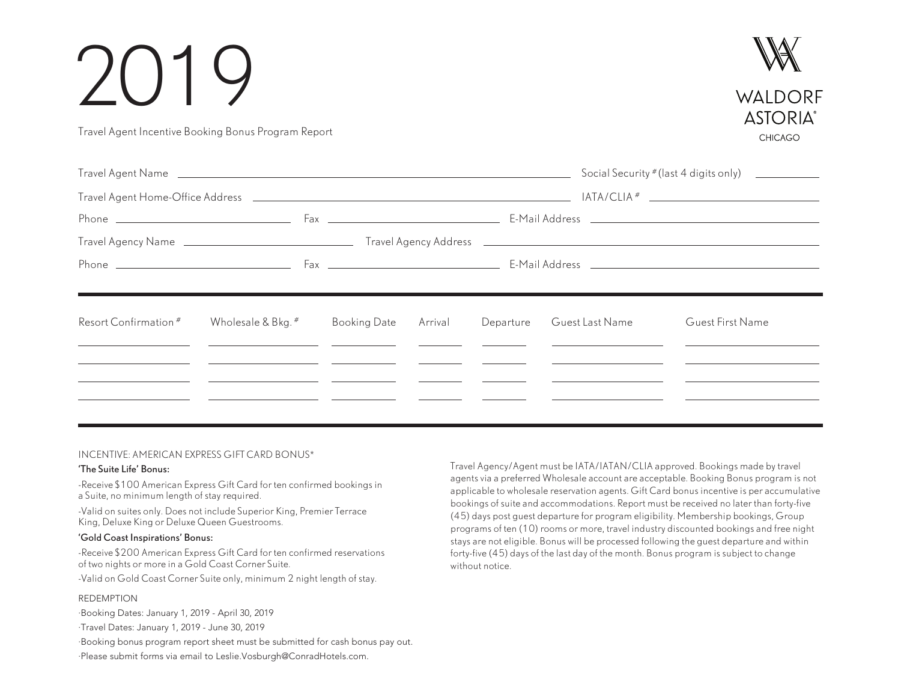# 2019

Travel Agent Incentive Booking Bonus Program Report

WALDORF ASTORIA®
CHICAGO

Travel Agent Name ______________________________ Social Security # (last 4 digits only) __________

Travel Agent Home-Office Address ______________________________ IATA/CLIA # __________

Phone __________ Fax __________ E-Mail Address __________

Travel Agency Name __________ Travel Agency Address __________

Phone __________ Fax __________ E-Mail Address __________

| Resort Confirmation # | Wholesale & Bkg. # | Booking Date | Arrival | Departure | Guest Last Name | Guest First Name |
|---|---|---|---|---|---|---|
| | | | | | | |
| | | | | | | |
| | | | | | | |
| | | | | | | |

INCENTIVE: AMERICAN EXPRESS GIFT CARD BONUS*

**'The Suite Life' Bonus:**

-Receive $100 American Express Gift Card for ten confirmed bookings in a Suite, no minimum length of stay required.

-Valid on suites only. Does not include Superior King, Premier Terrace King, Deluxe King or Deluxe Queen Guestrooms.

**'Gold Coast Inspirations' Bonus:**

-Receive $200 American Express Gift Card for ten confirmed reservations of two nights or more in a Gold Coast Corner Suite.

-Valid on Gold Coast Corner Suite only, minimum 2 night length of stay.

REDEMPTION

·Booking Dates: January 1, 2019 - April 30, 2019

·Travel Dates: January 1, 2019 - June 30, 2019

·Booking bonus program report sheet must be submitted for cash bonus pay out.

·Please submit forms via email to Leslie.Vosburgh@ConradHotels.com.

Travel Agency/Agent must be IATA/IATAN/CLIA approved. Bookings made by travel agents via a preferred Wholesale account are acceptable. Booking Bonus program is not applicable to wholesale reservation agents. Gift Card bonus incentive is per accumulative bookings of suite and accommodations. Report must be received no later than forty-five (45) days post guest departure for program eligibility. Membership bookings, Group programs of ten (10) rooms or more, travel industry discounted bookings and free night stays are not eligible. Bonus will be processed following the guest departure and within forty-five (45) days of the last day of the month. Bonus program is subject to change without notice.